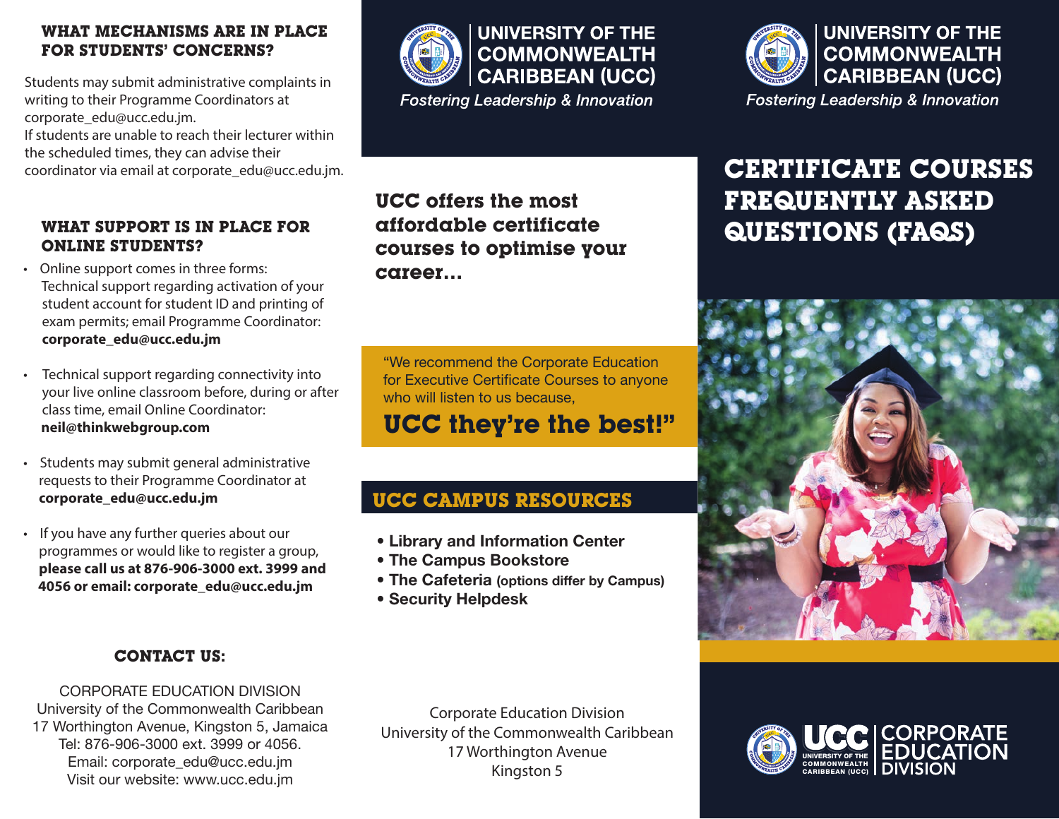## WHAT MECHANISMS ARE IN PLACE FOR STUDENTS' CONCERNS?

Students may submit administrative complaints in writing to their Programme Coordinators at corporate_edu@ucc.edu.jm.
If students are unable to reach their lecturer within the scheduled times, they can advise their coordinator via email at corporate_edu@ucc.edu.jm.

## WHAT SUPPORT IS IN PLACE FOR ONLINE STUDENTS?

- Online support comes in three forms: Technical support regarding activation of your student account for student ID and printing of exam permits; email Programme Coordinator: **corporate_edu@ucc.edu.jm**
- Technical support regarding connectivity into your live online classroom before, during or after class time, email Online Coordinator: **neil@thinkwebgroup.com**
- Students may submit general administrative requests to their Programme Coordinator at **corporate_edu@ucc.edu.jm**
- If you have any further queries about our programmes or would like to register a group, **please call us at 876-906-3000 ext. 3999 and 4056 or email: corporate_edu@ucc.edu.jm**

## CONTACT US:

CORPORATE EDUCATION DIVISION
University of the Commonwealth Caribbean
17 Worthington Avenue, Kingston 5, Jamaica
Tel: 876-906-3000 ext. 3999 or 4056.
Email: corporate_edu@ucc.edu.jm
Visit our website: www.ucc.edu.jm

**UNIVERSITY OF THE COMMONWEALTH CARIBBEAN (UCC)**
*Fostering Leadership & Innovation*

### UCC offers the most affordable certificate courses to optimise your career...

"We recommend the Corporate Education for Executive Certificate Courses to anyone who will listen to us because,

**UCC they're the best!"**

## UCC CAMPUS RESOURCES

- **Library and Information Center**
- **The Campus Bookstore**
- **The Cafeteria** (options differ by Campus)
- **Security Helpdesk**

Corporate Education Division
University of the Commonwealth Caribbean
17 Worthington Avenue
Kingston 5

**UNIVERSITY OF THE COMMONWEALTH CARIBBEAN (UCC)**
*Fostering Leadership & Innovation*

# CERTIFICATE COURSES FREQUENTLY ASKED QUESTIONS (FAQS)

UCC UNIVERSITY OF THE COMMONWEALTH CARIBBEAN (UCC) | CORPORATE EDUCATION DIVISION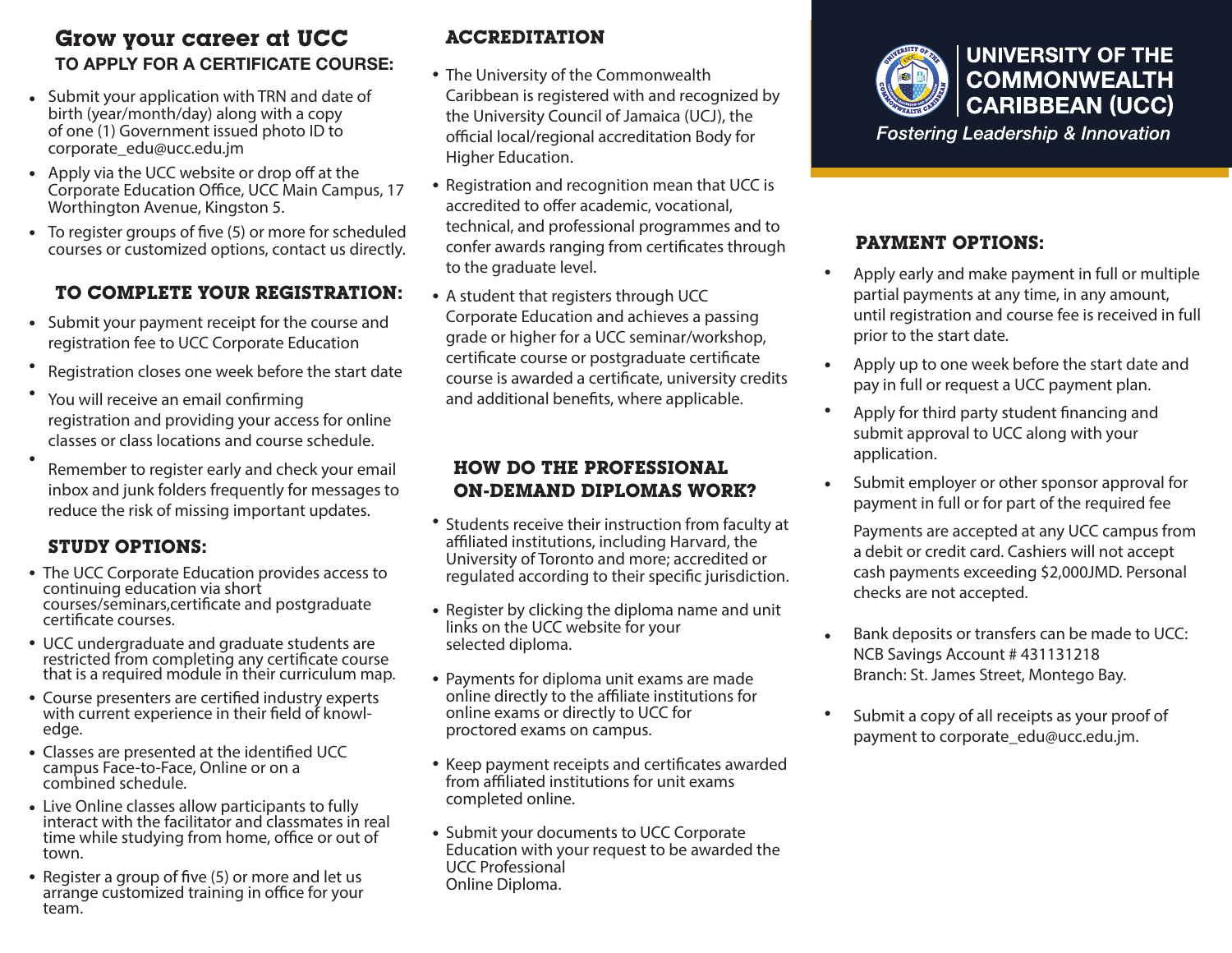## Grow your career at UCC

### TO APPLY FOR A CERTIFICATE COURSE:

- Submit your application with TRN and date of birth (year/month/day) along with a copy of one (1) Government issued photo ID to corporate_edu@ucc.edu.jm
- Apply via the UCC website or drop off at the Corporate Education Office, UCC Main Campus, 17 Worthington Avenue, Kingston 5.
- To register groups of five (5) or more for scheduled courses or customized options, contact us directly.

### TO COMPLETE YOUR REGISTRATION:

- Submit your payment receipt for the course and registration fee to UCC Corporate Education
- Registration closes one week before the start date
- You will receive an email confirming registration and providing your access for online classes or class locations and course schedule.
- Remember to register early and check your email inbox and junk folders frequently for messages to reduce the risk of missing important updates.

### STUDY OPTIONS:

- The UCC Corporate Education provides access to continuing education via short courses/seminars,certificate and postgraduate certificate courses.
- UCC undergraduate and graduate students are restricted from completing any certificate course that is a required module in their curriculum map.
- Course presenters are certified industry experts with current experience in their field of knowledge.
- Classes are presented at the identified UCC campus Face-to-Face, Online or on a combined schedule.
- Live Online classes allow participants to fully interact with the facilitator and classmates in real time while studying from home, office or out of town.
- Register a group of five (5) or more and let us arrange customized training in office for your team.

### ACCREDITATION

- The University of the Commonwealth Caribbean is registered with and recognized by the University Council of Jamaica (UCJ), the official local/regional accreditation Body for Higher Education.
- Registration and recognition mean that UCC is accredited to offer academic, vocational, technical, and professional programmes and to confer awards ranging from certificates through to the graduate level.
- A student that registers through UCC Corporate Education and achieves a passing grade or higher for a UCC seminar/workshop, certificate course or postgraduate certificate course is awarded a certificate, university credits and additional benefits, where applicable.

### HOW DO THE PROFESSIONAL ON-DEMAND DIPLOMAS WORK?

- Students receive their instruction from faculty at affiliated institutions, including Harvard, the University of Toronto and more; accredited or regulated according to their specific jurisdiction.
- Register by clicking the diploma name and unit links on the UCC website for your selected diploma.
- Payments for diploma unit exams are made online directly to the affiliate institutions for online exams or directly to UCC for proctored exams on campus.
- Keep payment receipts and certificates awarded from affiliated institutions for unit exams completed online.
- Submit your documents to UCC Corporate Education with your request to be awarded the UCC Professional Online Diploma.

## UNIVERSITY OF THE COMMONWEALTH CARIBBEAN (UCC)

*Fostering Leadership & Innovation*

### PAYMENT OPTIONS:

- Apply early and make payment in full or multiple partial payments at any time, in any amount, until registration and course fee is received in full prior to the start date.
- Apply up to one week before the start date and pay in full or request a UCC payment plan.
- Apply for third party student financing and submit approval to UCC along with your application.
- Submit employer or other sponsor approval for payment in full or for part of the required fee

  Payments are accepted at any UCC campus from a debit or credit card. Cashiers will not accept cash payments exceeding $2,000JMD. Personal checks are not accepted.

- Bank deposits or transfers can be made to UCC:
  NCB Savings Account # 431131218
  Branch: St. James Street, Montego Bay.
- Submit a copy of all receipts as your proof of payment to corporate_edu@ucc.edu.jm.